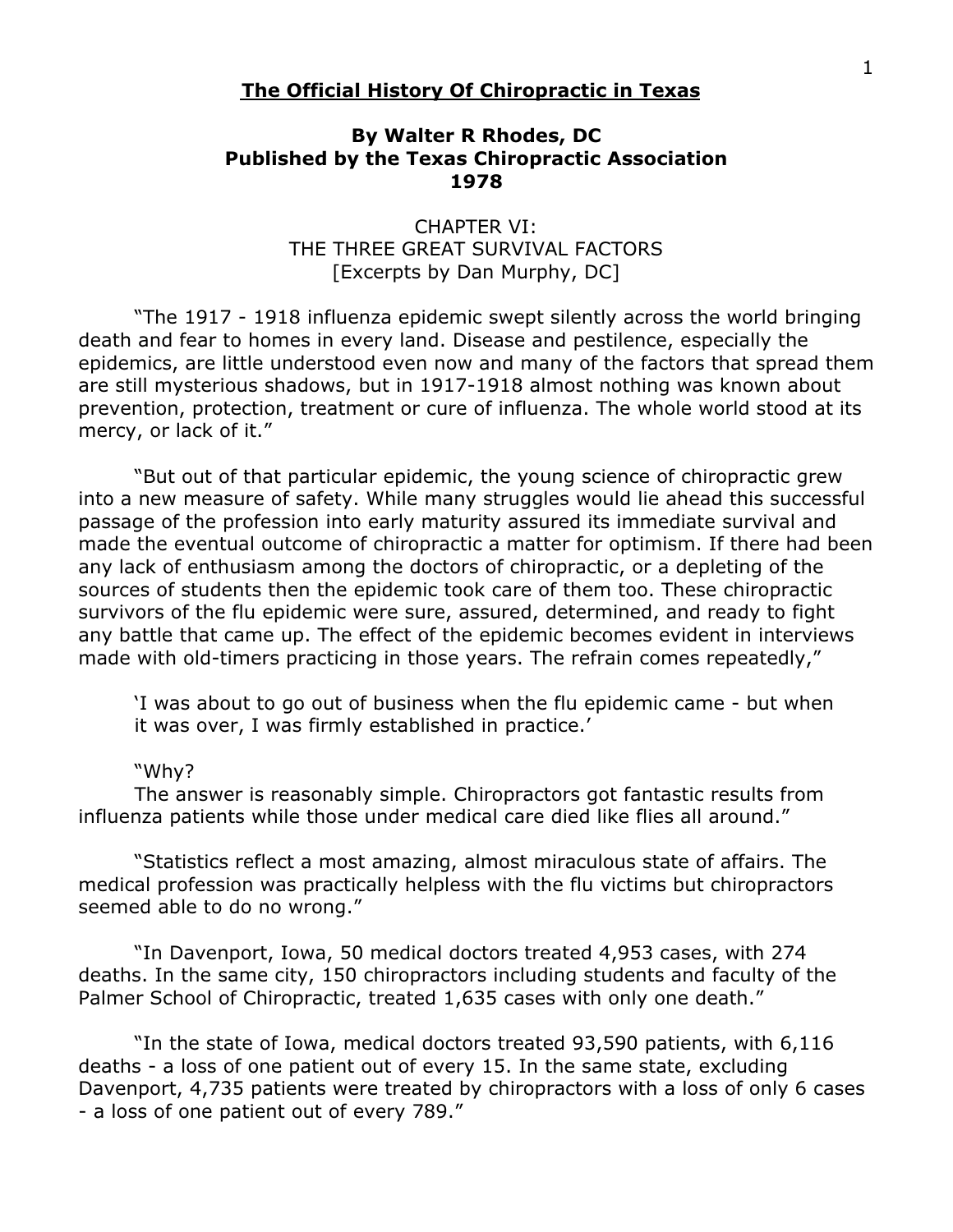# The Official History Of Chiropractic in Texas

**By Walter R Rhodes, DC**
**Published by the Texas Chiropractic Association**
**1978**

CHAPTER VI:
THE THREE GREAT SURVIVAL FACTORS
[Excerpts by Dan Murphy, DC]

"The 1917 - 1918 influenza epidemic swept silently across the world bringing death and fear to homes in every land. Disease and pestilence, especially the epidemics, are little understood even now and many of the factors that spread them are still mysterious shadows, but in 1917-1918 almost nothing was known about prevention, protection, treatment or cure of influenza. The whole world stood at its mercy, or lack of it."

"But out of that particular epidemic, the young science of chiropractic grew into a new measure of safety. While many struggles would lie ahead this successful passage of the profession into early maturity assured its immediate survival and made the eventual outcome of chiropractic a matter for optimism. If there had been any lack of enthusiasm among the doctors of chiropractic, or a depleting of the sources of students then the epidemic took care of them too. These chiropractic survivors of the flu epidemic were sure, assured, determined, and ready to fight any battle that came up. The effect of the epidemic becomes evident in interviews made with old-timers practicing in those years. The refrain comes repeatedly,"

> 'I was about to go out of business when the flu epidemic came - but when it was over, I was firmly established in practice.'

"Why?
The answer is reasonably simple. Chiropractors got fantastic results from influenza patients while those under medical care died like flies all around."

"Statistics reflect a most amazing, almost miraculous state of affairs. The medical profession was practically helpless with the flu victims but chiropractors seemed able to do no wrong."

"In Davenport, Iowa, 50 medical doctors treated 4,953 cases, with 274 deaths. In the same city, 150 chiropractors including students and faculty of the Palmer School of Chiropractic, treated 1,635 cases with only one death."

"In the state of Iowa, medical doctors treated 93,590 patients, with 6,116 deaths - a loss of one patient out of every 15. In the same state, excluding Davenport, 4,735 patients were treated by chiropractors with a loss of only 6 cases - a loss of one patient out of every 789."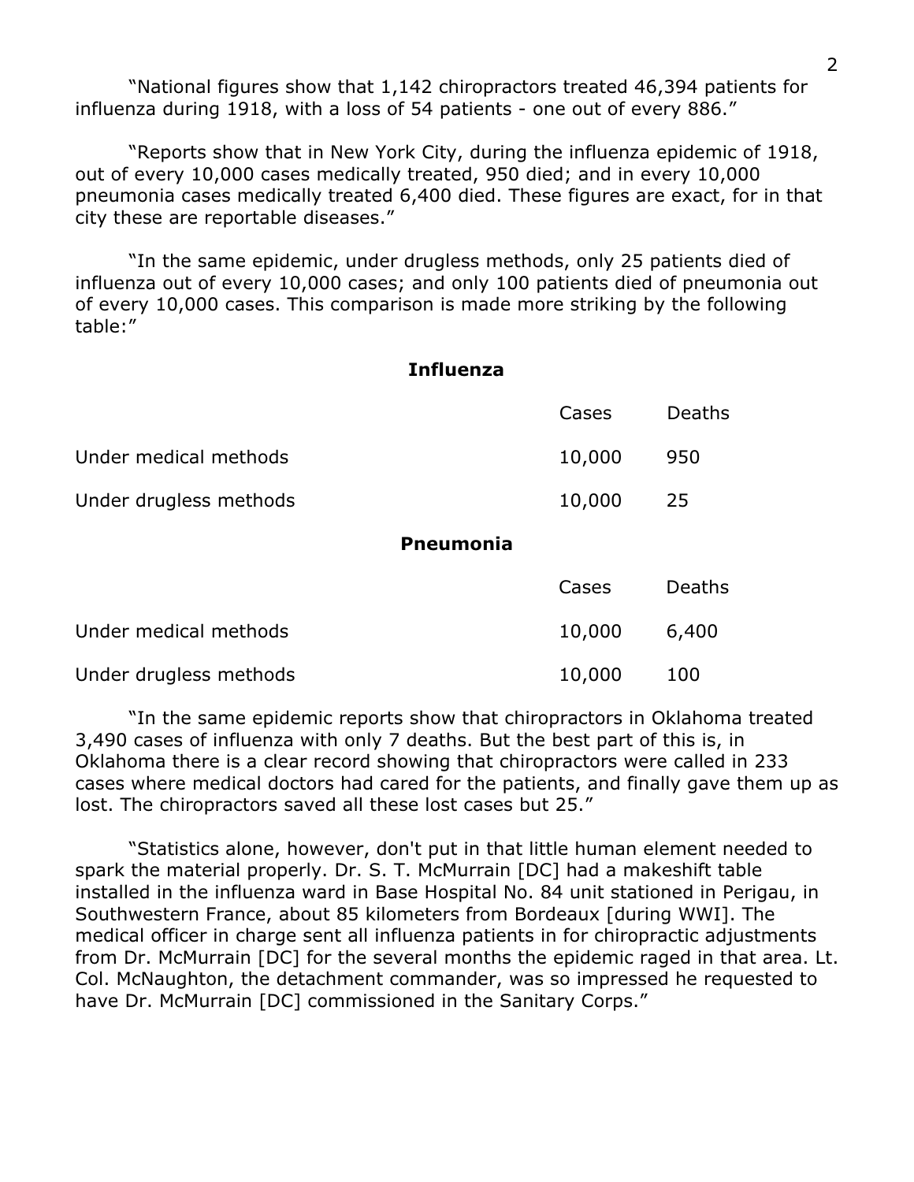"National figures show that 1,142 chiropractors treated 46,394 patients for influenza during 1918, with a loss of 54 patients - one out of every 886."

"Reports show that in New York City, during the influenza epidemic of 1918, out of every 10,000 cases medically treated, 950 died; and in every 10,000 pneumonia cases medically treated 6,400 died. These figures are exact, for in that city these are reportable diseases."

"In the same epidemic, under drugless methods, only 25 patients died of influenza out of every 10,000 cases; and only 100 patients died of pneumonia out of every 10,000 cases. This comparison is made more striking by the following table:"

**Influenza**

| | Cases | Deaths |
|---|---|---|
| Under medical methods | 10,000 | 950 |
| Under drugless methods | 10,000 | 25 |

**Pneumonia**

| | Cases | Deaths |
|---|---|---|
| Under medical methods | 10,000 | 6,400 |
| Under drugless methods | 10,000 | 100 |

"In the same epidemic reports show that chiropractors in Oklahoma treated 3,490 cases of influenza with only 7 deaths. But the best part of this is, in Oklahoma there is a clear record showing that chiropractors were called in 233 cases where medical doctors had cared for the patients, and finally gave them up as lost. The chiropractors saved all these lost cases but 25."

"Statistics alone, however, don't put in that little human element needed to spark the material properly. Dr. S. T. McMurrain [DC] had a makeshift table installed in the influenza ward in Base Hospital No. 84 unit stationed in Perigau, in Southwestern France, about 85 kilometers from Bordeaux [during WWI]. The medical officer in charge sent all influenza patients in for chiropractic adjustments from Dr. McMurrain [DC] for the several months the epidemic raged in that area. Lt. Col. McNaughton, the detachment commander, was so impressed he requested to have Dr. McMurrain [DC] commissioned in the Sanitary Corps."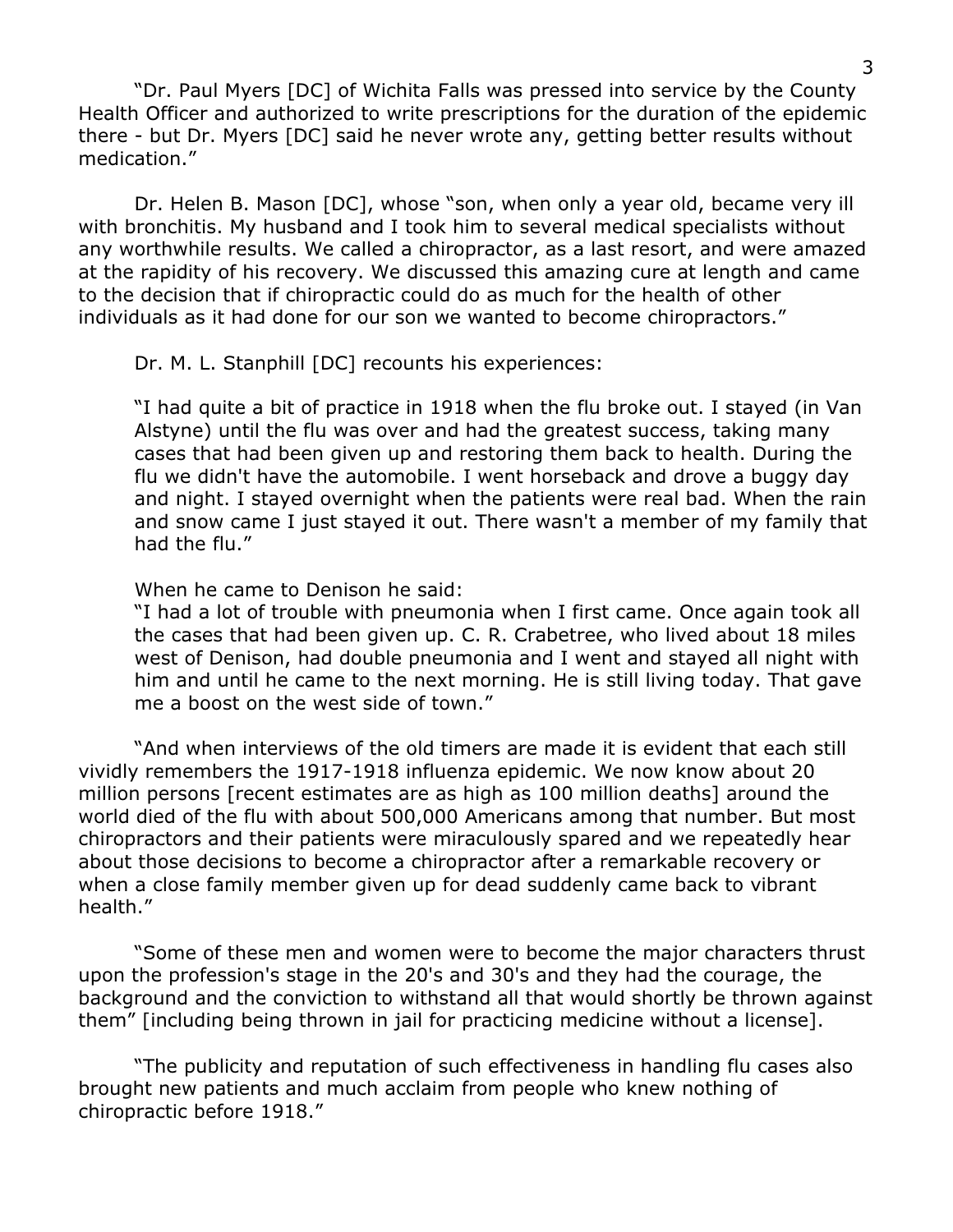"Dr. Paul Myers [DC] of Wichita Falls was pressed into service by the County Health Officer and authorized to write prescriptions for the duration of the epidemic there - but Dr. Myers [DC] said he never wrote any, getting better results without medication."

Dr. Helen B. Mason [DC], whose "son, when only a year old, became very ill with bronchitis. My husband and I took him to several medical specialists without any worthwhile results. We called a chiropractor, as a last resort, and were amazed at the rapidity of his recovery. We discussed this amazing cure at length and came to the decision that if chiropractic could do as much for the health of other individuals as it had done for our son we wanted to become chiropractors."

Dr. M. L. Stanphill [DC] recounts his experiences:

> "I had quite a bit of practice in 1918 when the flu broke out. I stayed (in Van Alstyne) until the flu was over and had the greatest success, taking many cases that had been given up and restoring them back to health. During the flu we didn't have the automobile. I went horseback and drove a buggy day and night. I stayed overnight when the patients were real bad. When the rain and snow came I just stayed it out. There wasn't a member of my family that had the flu."
>
> When he came to Denison he said:
> "I had a lot of trouble with pneumonia when I first came. Once again took all the cases that had been given up. C. R. Crabetree, who lived about 18 miles west of Denison, had double pneumonia and I went and stayed all night with him and until he came to the next morning. He is still living today. That gave me a boost on the west side of town."

"And when interviews of the old timers are made it is evident that each still vividly remembers the 1917-1918 influenza epidemic. We now know about 20 million persons [recent estimates are as high as 100 million deaths] around the world died of the flu with about 500,000 Americans among that number. But most chiropractors and their patients were miraculously spared and we repeatedly hear about those decisions to become a chiropractor after a remarkable recovery or when a close family member given up for dead suddenly came back to vibrant health."

"Some of these men and women were to become the major characters thrust upon the profession's stage in the 20's and 30's and they had the courage, the background and the conviction to withstand all that would shortly be thrown against them" [including being thrown in jail for practicing medicine without a license].

"The publicity and reputation of such effectiveness in handling flu cases also brought new patients and much acclaim from people who knew nothing of chiropractic before 1918."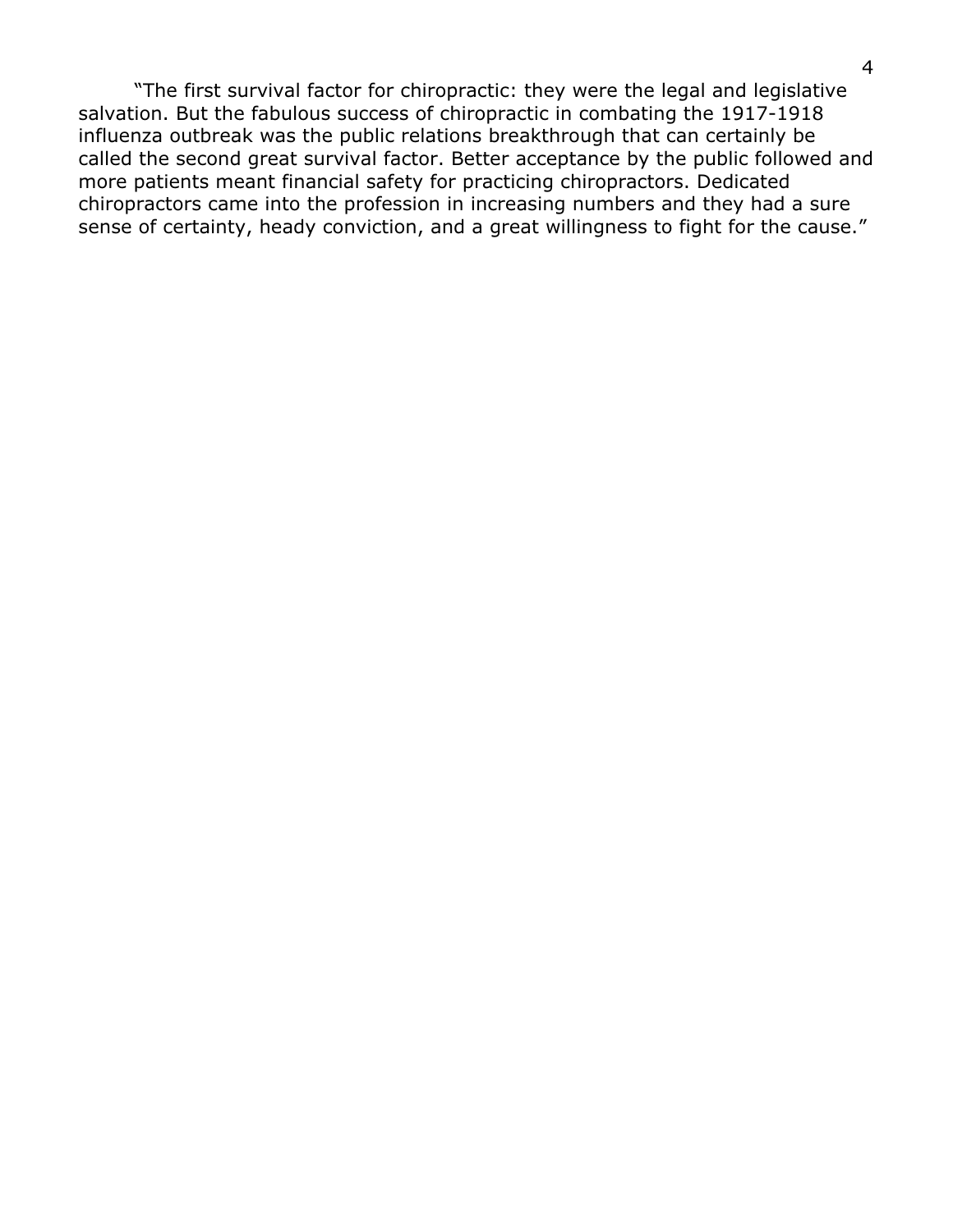"The first survival factor for chiropractic: they were the legal and legislative salvation. But the fabulous success of chiropractic in combating the 1917-1918 influenza outbreak was the public relations breakthrough that can certainly be called the second great survival factor. Better acceptance by the public followed and more patients meant financial safety for practicing chiropractors. Dedicated chiropractors came into the profession in increasing numbers and they had a sure sense of certainty, heady conviction, and a great willingness to fight for the cause."